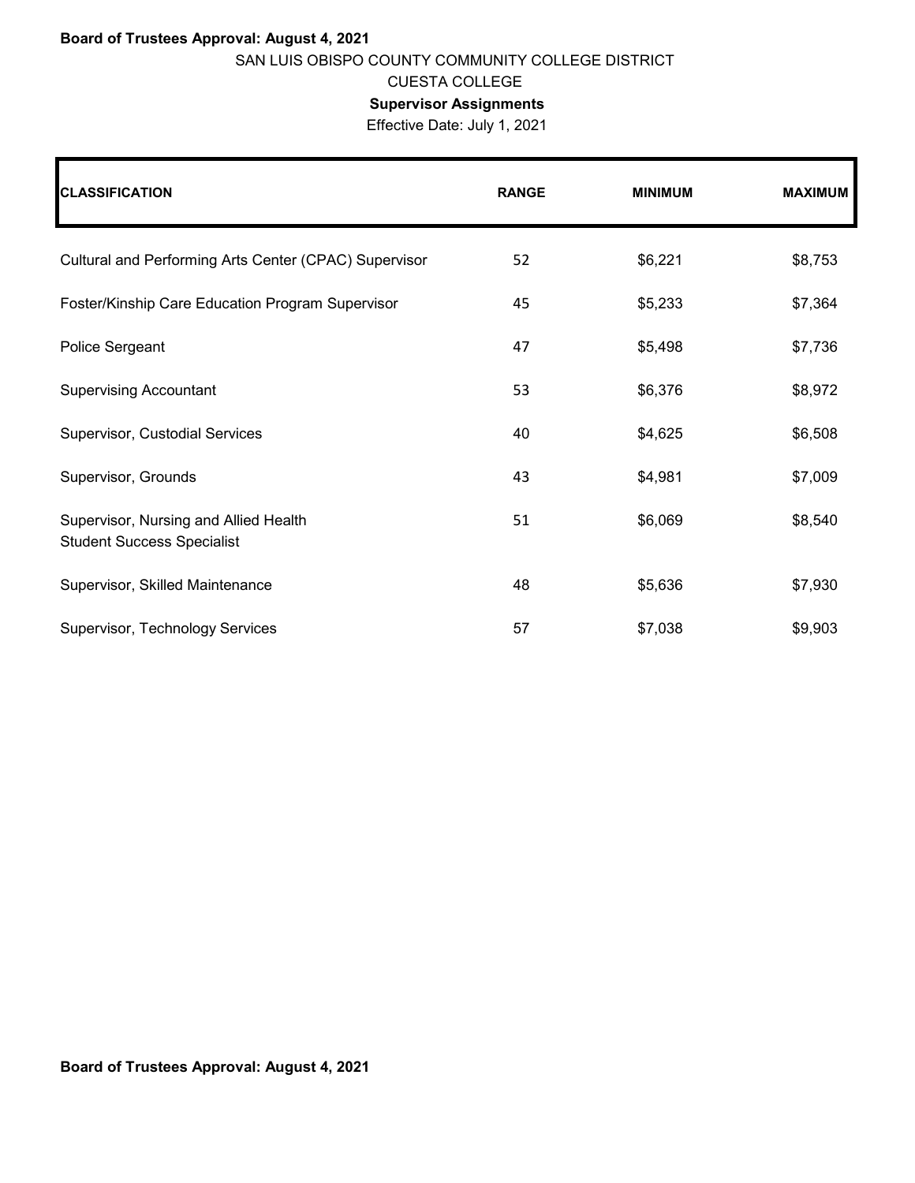**Board of Trustees Approval: August 4, 2021**

SAN LUIS OBISPO COUNTY COMMUNITY COLLEGE DISTRICT

CUESTA COLLEGE

**Supervisor Assignments**

Effective Date: July 1, 2021

| CLASSIFICATION | RANGE | MINIMUM | MAXIMUM |
|---|---|---|---|
| Cultural and Performing Arts Center (CPAC) Supervisor | 52 | $6,221 | $8,753 |
| Foster/Kinship Care Education Program Supervisor | 45 | $5,233 | $7,364 |
| Police Sergeant | 47 | $5,498 | $7,736 |
| Supervising Accountant | 53 | $6,376 | $8,972 |
| Supervisor, Custodial Services | 40 | $4,625 | $6,508 |
| Supervisor, Grounds | 43 | $4,981 | $7,009 |
| Supervisor, Nursing and Allied Health Student Success Specialist | 51 | $6,069 | $8,540 |
| Supervisor, Skilled Maintenance | 48 | $5,636 | $7,930 |
| Supervisor, Technology Services | 57 | $7,038 | $9,903 |

**Board of Trustees Approval: August 4, 2021**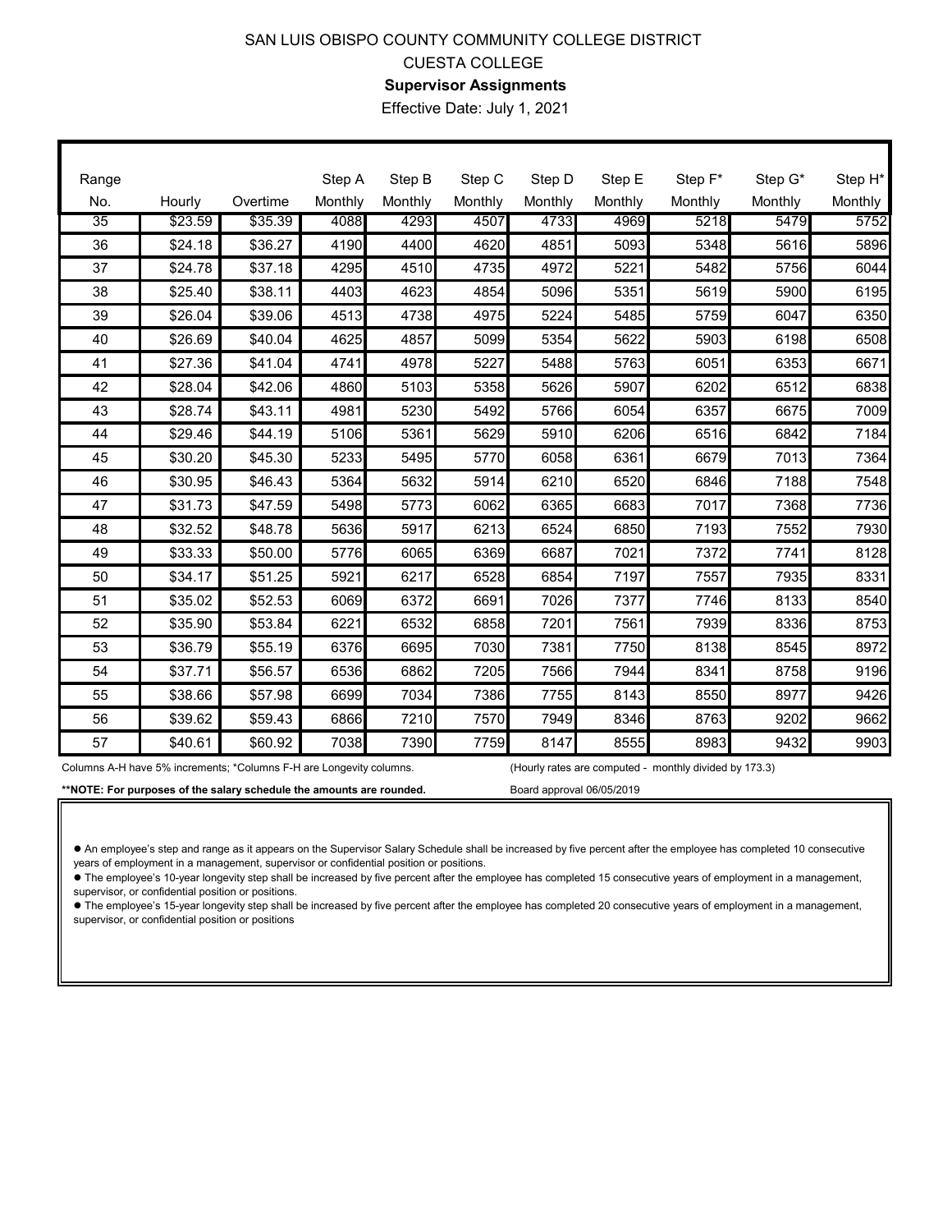SAN LUIS OBISPO COUNTY COMMUNITY COLLEGE DISTRICT

CUESTA COLLEGE

**Supervisor Assignments**

Effective Date: July 1, 2021

| Range No. | Hourly | Overtime | Step A Monthly | Step B Monthly | Step C Monthly | Step D Monthly | Step E Monthly | Step F* Monthly | Step G* Monthly | Step H* Monthly |
|---|---|---|---|---|---|---|---|---|---|---|
| 35 | $23.59 | $35.39 | 4088 | 4293 | 4507 | 4733 | 4969 | 5218 | 5479 | 5752 |
| 36 | $24.18 | $36.27 | 4190 | 4400 | 4620 | 4851 | 5093 | 5348 | 5616 | 5896 |
| 37 | $24.78 | $37.18 | 4295 | 4510 | 4735 | 4972 | 5221 | 5482 | 5756 | 6044 |
| 38 | $25.40 | $38.11 | 4403 | 4623 | 4854 | 5096 | 5351 | 5619 | 5900 | 6195 |
| 39 | $26.04 | $39.06 | 4513 | 4738 | 4975 | 5224 | 5485 | 5759 | 6047 | 6350 |
| 40 | $26.69 | $40.04 | 4625 | 4857 | 5099 | 5354 | 5622 | 5903 | 6198 | 6508 |
| 41 | $27.36 | $41.04 | 4741 | 4978 | 5227 | 5488 | 5763 | 6051 | 6353 | 6671 |
| 42 | $28.04 | $42.06 | 4860 | 5103 | 5358 | 5626 | 5907 | 6202 | 6512 | 6838 |
| 43 | $28.74 | $43.11 | 4981 | 5230 | 5492 | 5766 | 6054 | 6357 | 6675 | 7009 |
| 44 | $29.46 | $44.19 | 5106 | 5361 | 5629 | 5910 | 6206 | 6516 | 6842 | 7184 |
| 45 | $30.20 | $45.30 | 5233 | 5495 | 5770 | 6058 | 6361 | 6679 | 7013 | 7364 |
| 46 | $30.95 | $46.43 | 5364 | 5632 | 5914 | 6210 | 6520 | 6846 | 7188 | 7548 |
| 47 | $31.73 | $47.59 | 5498 | 5773 | 6062 | 6365 | 6683 | 7017 | 7368 | 7736 |
| 48 | $32.52 | $48.78 | 5636 | 5917 | 6213 | 6524 | 6850 | 7193 | 7552 | 7930 |
| 49 | $33.33 | $50.00 | 5776 | 6065 | 6369 | 6687 | 7021 | 7372 | 7741 | 8128 |
| 50 | $34.17 | $51.25 | 5921 | 6217 | 6528 | 6854 | 7197 | 7557 | 7935 | 8331 |
| 51 | $35.02 | $52.53 | 6069 | 6372 | 6691 | 7026 | 7377 | 7746 | 8133 | 8540 |
| 52 | $35.90 | $53.84 | 6221 | 6532 | 6858 | 7201 | 7561 | 7939 | 8336 | 8753 |
| 53 | $36.79 | $55.19 | 6376 | 6695 | 7030 | 7381 | 7750 | 8138 | 8545 | 8972 |
| 54 | $37.71 | $56.57 | 6536 | 6862 | 7205 | 7566 | 7944 | 8341 | 8758 | 9196 |
| 55 | $38.66 | $57.98 | 6699 | 7034 | 7386 | 7755 | 8143 | 8550 | 8977 | 9426 |
| 56 | $39.62 | $59.43 | 6866 | 7210 | 7570 | 7949 | 8346 | 8763 | 9202 | 9662 |
| 57 | $40.61 | $60.92 | 7038 | 7390 | 7759 | 8147 | 8555 | 8983 | 9432 | 9903 |

Columns A-H have 5% increments; *Columns F-H are Longevity columns.

(Hourly rates are computed - monthly divided by 173.3)

**NOTE: For purposes of the salary schedule the amounts are rounded.**

Board approval 06/05/2019

- An employee's step and range as it appears on the Supervisor Salary Schedule shall be increased by five percent after the employee has completed 10 consecutive years of employment in a management, supervisor or confidential position or positions.
- The employee's 10-year longevity step shall be increased by five percent after the employee has completed 15 consecutive years of employment in a management, supervisor, or confidential position or positions.
- The employee's 15-year longevity step shall be increased by five percent after the employee has completed 20 consecutive years of employment in a management, supervisor, or confidential position or positions